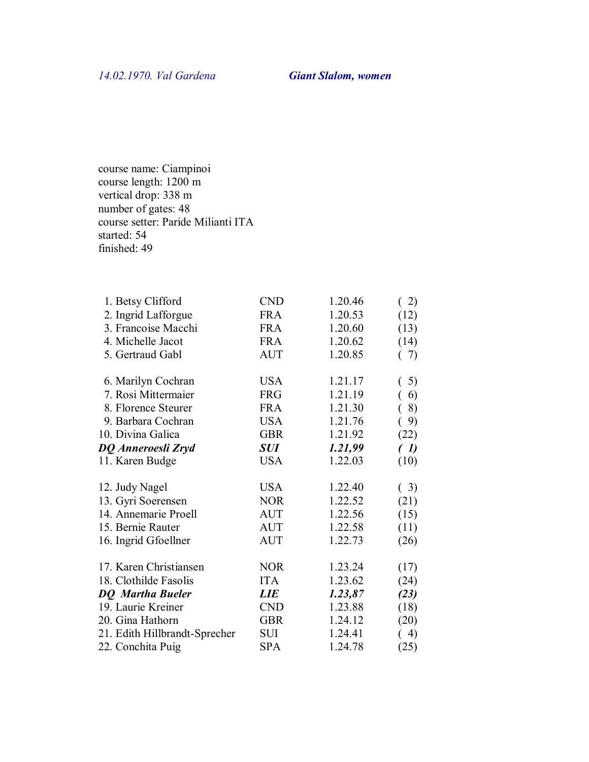*14.02.1970. Val Gardena* ***Giant Slalom, women***

course name: Ciampinoi
course length: 1200 m
vertical drop: 338 m
number of gates: 48
course setter: Paride Milianti ITA
started: 54
finished: 49

| | | | |
|---|---|---|---|
| 1. Betsy Clifford | CND | 1.20.46 | ( 2) |
| 2. Ingrid Lafforgue | FRA | 1.20.53 | (12) |
| 3. Francoise Macchi | FRA | 1.20.60 | (13) |
| 4. Michelle Jacot | FRA | 1.20.62 | (14) |
| 5. Gertraud Gabl | AUT | 1.20.85 | ( 7) |
| 6. Marilyn Cochran | USA | 1.21.17 | ( 5) |
| 7. Rosi Mittermaier | FRG | 1.21.19 | ( 6) |
| 8. Florence Steurer | FRA | 1.21.30 | ( 8) |
| 9. Barbara Cochran | USA | 1.21.76 | ( 9) |
| 10. Divina Galica | GBR | 1.21.92 | (22) |
| ***DQ Anneroesli Zryd*** | ***SUI*** | ***1.21,99*** | ***( 1)*** |
| 11. Karen Budge | USA | 1.22.03 | (10) |
| 12. Judy Nagel | USA | 1.22.40 | ( 3) |
| 13. Gyri Soerensen | NOR | 1.22.52 | (21) |
| 14. Annemarie Proell | AUT | 1.22.56 | (15) |
| 15. Bernie Rauter | AUT | 1.22.58 | (11) |
| 16. Ingrid Gfoellner | AUT | 1.22.73 | (26) |
| 17. Karen Christiansen | NOR | 1.23.24 | (17) |
| 18. Clothilde Fasolis | ITA | 1.23.62 | (24) |
| ***DQ Martha Bueler*** | ***LIE*** | ***1.23,87*** | ***(23)*** |
| 19. Laurie Kreiner | CND | 1.23.88 | (18) |
| 20. Gina Hathorn | GBR | 1.24.12 | (20) |
| 21. Edith Hillbrandt-Sprecher | SUI | 1.24.41 | ( 4) |
| 22. Conchita Puig | SPA | 1.24.78 | (25) |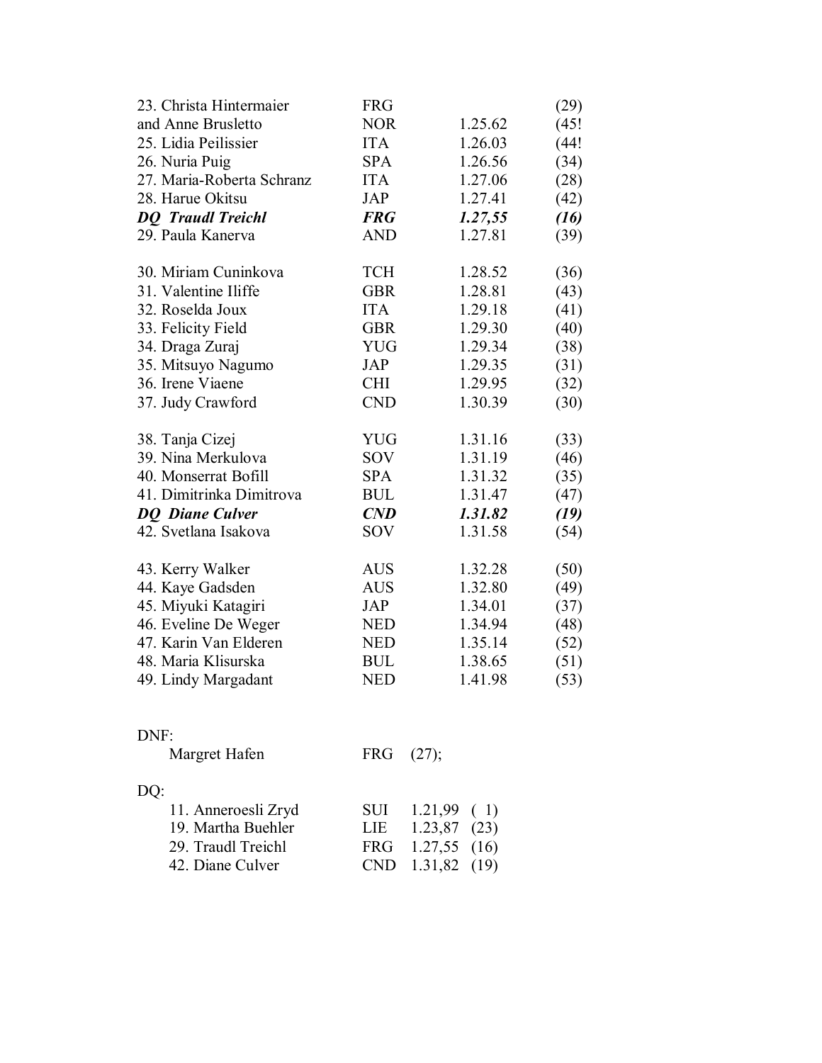| | | | |
|---|---|---|---|
| 23. Christa Hintermaier | FRG | | (29) |
| and Anne Brusletto | NOR | 1.25.62 | (45! |
| 25. Lidia Peilissier | ITA | 1.26.03 | (44! |
| 26. Nuria Puig | SPA | 1.26.56 | (34) |
| 27. Maria-Roberta Schranz | ITA | 1.27.06 | (28) |
| 28. Harue Okitsu | JAP | 1.27.41 | (42) |
| ***DQ Traudl Treichl*** | ***FRG*** | ***1.27,55*** | ***(16)*** |
| 29. Paula Kanerva | AND | 1.27.81 | (39) |
| | | | |
| 30. Miriam Cuninkova | TCH | 1.28.52 | (36) |
| 31. Valentine Iliffe | GBR | 1.28.81 | (43) |
| 32. Roselda Joux | ITA | 1.29.18 | (41) |
| 33. Felicity Field | GBR | 1.29.30 | (40) |
| 34. Draga Zuraj | YUG | 1.29.34 | (38) |
| 35. Mitsuyo Nagumo | JAP | 1.29.35 | (31) |
| 36. Irene Viaene | CHI | 1.29.95 | (32) |
| 37. Judy Crawford | CND | 1.30.39 | (30) |
| | | | |
| 38. Tanja Cizej | YUG | 1.31.16 | (33) |
| 39. Nina Merkulova | SOV | 1.31.19 | (46) |
| 40. Monserrat Bofill | SPA | 1.31.32 | (35) |
| 41. Dimitrinka Dimitrova | BUL | 1.31.47 | (47) |
| ***DQ Diane Culver*** | ***CND*** | ***1.31.82*** | ***(19)*** |
| 42. Svetlana Isakova | SOV | 1.31.58 | (54) |
| | | | |
| 43. Kerry Walker | AUS | 1.32.28 | (50) |
| 44. Kaye Gadsden | AUS | 1.32.80 | (49) |
| 45. Miyuki Katagiri | JAP | 1.34.01 | (37) |
| 46. Eveline De Weger | NED | 1.34.94 | (48) |
| 47. Karin Van Elderen | NED | 1.35.14 | (52) |
| 48. Maria Klisurska | BUL | 1.38.65 | (51) |
| 49. Lindy Margadant | NED | 1.41.98 | (53) |

DNF:

Margret Hafen FRG (27);

DQ:

| | | | |
|---|---|---|---|
| 11. Anneroesli Zryd | SUI | 1.21,99 | ( 1) |
| 19. Martha Buehler | LIE | 1.23,87 | (23) |
| 29. Traudl Treichl | FRG | 1.27,55 | (16) |
| 42. Diane Culver | CND | 1.31,82 | (19) |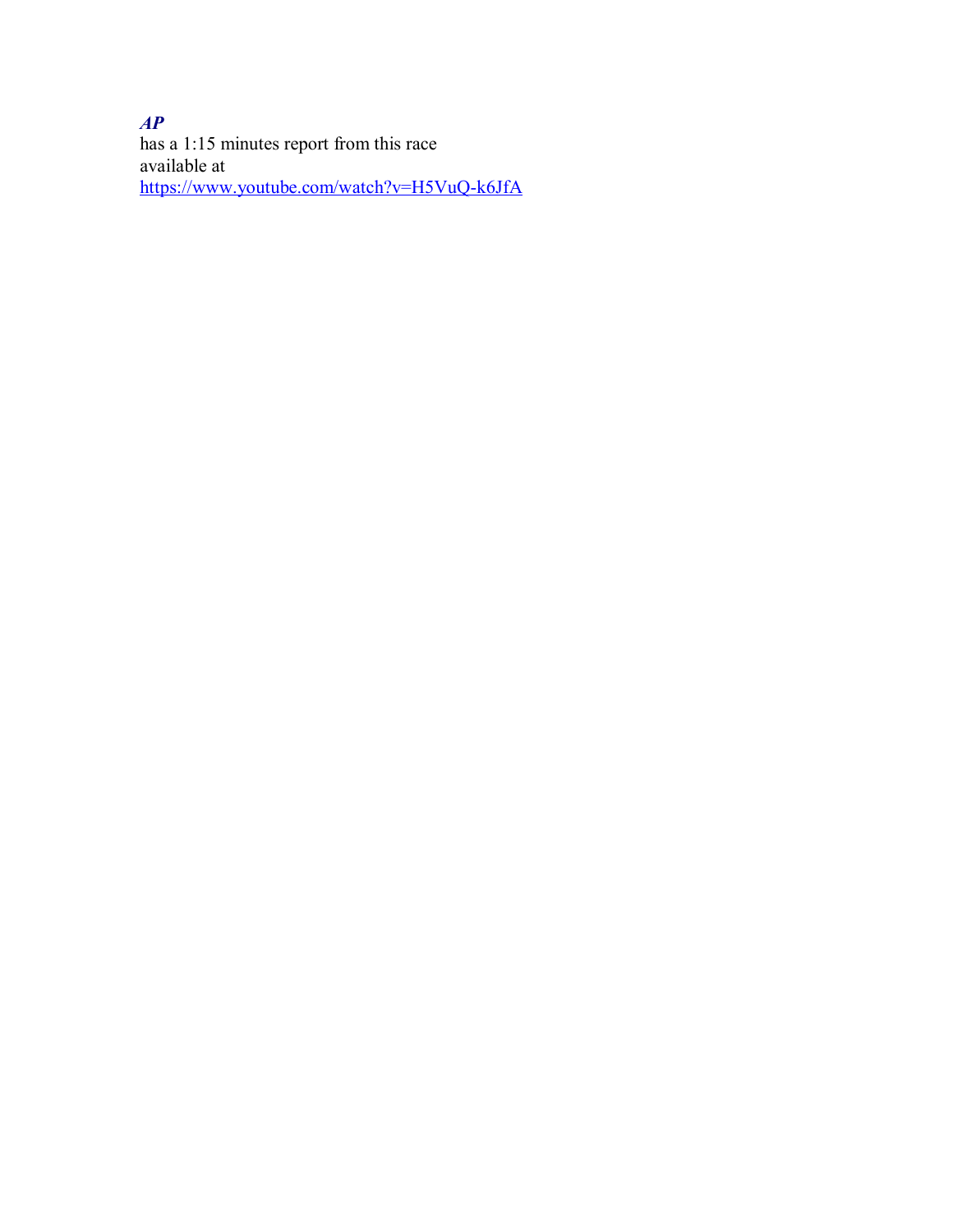***AP***
has a 1:15 minutes report from this race
available at
https://www.youtube.com/watch?v=H5VuQ-k6JfA